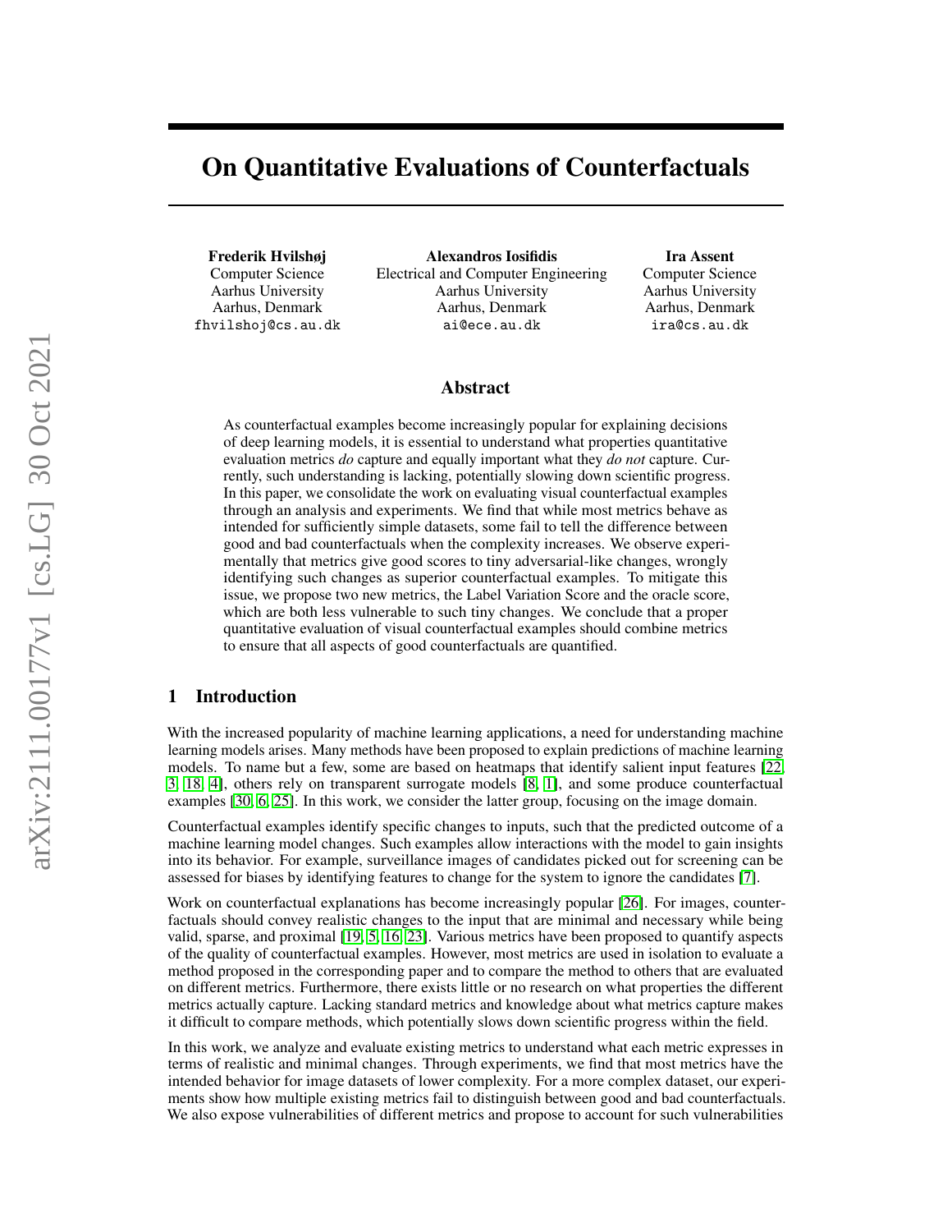# On Quantitative Evaluations of Counterfactuals

**Frederik Hvilshøj**
Computer Science
Aarhus University
Aarhus, Denmark
fhvilshoj@cs.au.dk

**Alexandros Iosifidis**
Electrical and Computer Engineering
Aarhus University
Aarhus, Denmark
ai@ece.au.dk

**Ira Assent**
Computer Science
Aarhus University
Aarhus, Denmark
ira@cs.au.dk

## Abstract

As counterfactual examples become increasingly popular for explaining decisions of deep learning models, it is essential to understand what properties quantitative evaluation metrics *do* capture and equally important what they *do not* capture. Currently, such understanding is lacking, potentially slowing down scientific progress. In this paper, we consolidate the work on evaluating visual counterfactual examples through an analysis and experiments. We find that while most metrics behave as intended for sufficiently simple datasets, some fail to tell the difference between good and bad counterfactuals when the complexity increases. We observe experimentally that metrics give good scores to tiny adversarial-like changes, wrongly identifying such changes as superior counterfactual examples. To mitigate this issue, we propose two new metrics, the Label Variation Score and the oracle score, which are both less vulnerable to such tiny changes. We conclude that a proper quantitative evaluation of visual counterfactual examples should combine metrics to ensure that all aspects of good counterfactuals are quantified.

## 1 Introduction

With the increased popularity of machine learning applications, a need for understanding machine learning models arises. Many methods have been proposed to explain predictions of machine learning models. To name but a few, some are based on heatmaps that identify salient input features [22, 3, 18, 4], others rely on transparent surrogate models [8, 1], and some produce counterfactual examples [30, 6, 25]. In this work, we consider the latter group, focusing on the image domain.

Counterfactual examples identify specific changes to inputs, such that the predicted outcome of a machine learning model changes. Such examples allow interactions with the model to gain insights into its behavior. For example, surveillance images of candidates picked out for screening can be assessed for biases by identifying features to change for the system to ignore the candidates [7].

Work on counterfactual explanations has become increasingly popular [26]. For images, counterfactuals should convey realistic changes to the input that are minimal and necessary while being valid, sparse, and proximal [19, 5, 16, 23]. Various metrics have been proposed to quantify aspects of the quality of counterfactual examples. However, most metrics are used in isolation to evaluate a method proposed in the corresponding paper and to compare the method to others that are evaluated on different metrics. Furthermore, there exists little or no research on what properties the different metrics actually capture. Lacking standard metrics and knowledge about what metrics capture makes it difficult to compare methods, which potentially slows down scientific progress within the field.

In this work, we analyze and evaluate existing metrics to understand what each metric expresses in terms of realistic and minimal changes. Through experiments, we find that most metrics have the intended behavior for image datasets of lower complexity. For a more complex dataset, our experiments show how multiple existing metrics fail to distinguish between good and bad counterfactuals. We also expose vulnerabilities of different metrics and propose to account for such vulnerabilities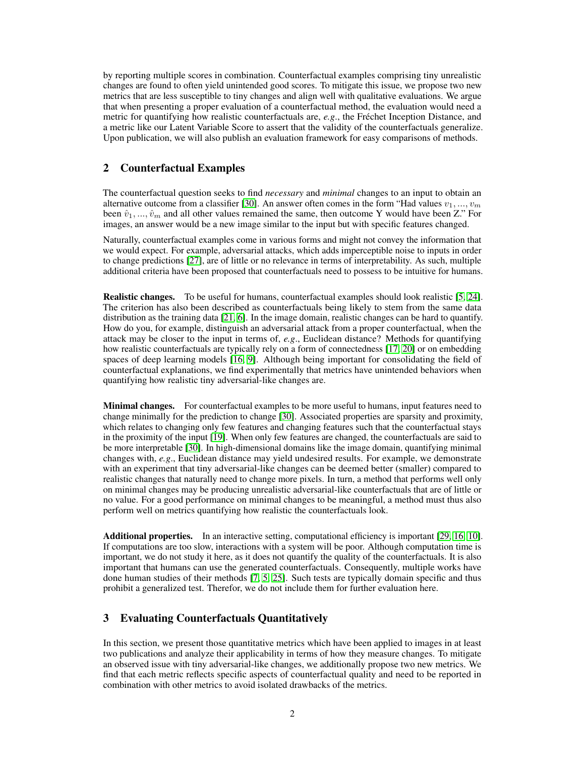by reporting multiple scores in combination. Counterfactual examples comprising tiny unrealistic changes are found to often yield unintended good scores. To mitigate this issue, we propose two new metrics that are less susceptible to tiny changes and align well with qualitative evaluations. We argue that when presenting a proper evaluation of a counterfactual method, the evaluation would need a metric for quantifying how realistic counterfactuals are, *e.g*., the Fréchet Inception Distance, and a metric like our Latent Variable Score to assert that the validity of the counterfactuals generalize. Upon publication, we will also publish an evaluation framework for easy comparisons of methods.

## 2 Counterfactual Examples

The counterfactual question seeks to find *necessary* and *minimal* changes to an input to obtain an alternative outcome from a classifier [30]. An answer often comes in the form "Had values $v_1, ..., v_m$ been $\hat{v}_1, ..., \hat{v}_m$ and all other values remained the same, then outcome Y would have been Z." For images, an answer would be a new image similar to the input but with specific features changed.

Naturally, counterfactual examples come in various forms and might not convey the information that we would expect. For example, adversarial attacks, which adds imperceptible noise to inputs in order to change predictions [27], are of little or no relevance in terms of interpretability. As such, multiple additional criteria have been proposed that counterfactuals need to possess to be intuitive for humans.

**Realistic changes.** To be useful for humans, counterfactual examples should look realistic [5, 24]. The criterion has also been described as counterfactuals being likely to stem from the same data distribution as the training data [21, 6]. In the image domain, realistic changes can be hard to quantify. How do you, for example, distinguish an adversarial attack from a proper counterfactual, when the attack may be closer to the input in terms of, *e.g*., Euclidean distance? Methods for quantifying how realistic counterfactuals are typically rely on a form of connectedness [17, 20] or on embedding spaces of deep learning models [16, 9]. Although being important for consolidating the field of counterfactual explanations, we find experimentally that metrics have unintended behaviors when quantifying how realistic tiny adversarial-like changes are.

**Minimal changes.** For counterfactual examples to be more useful to humans, input features need to change minimally for the prediction to change [30]. Associated properties are sparsity and proximity, which relates to changing only few features and changing features such that the counterfactual stays in the proximity of the input [19]. When only few features are changed, the counterfactuals are said to be more interpretable [30]. In high-dimensional domains like the image domain, quantifying minimal changes with, *e.g*., Euclidean distance may yield undesired results. For example, we demonstrate with an experiment that tiny adversarial-like changes can be deemed better (smaller) compared to realistic changes that naturally need to change more pixels. In turn, a method that performs well only on minimal changes may be producing unrealistic adversarial-like counterfactuals that are of little or no value. For a good performance on minimal changes to be meaningful, a method must thus also perform well on metrics quantifying how realistic the counterfactuals look.

**Additional properties.** In an interactive setting, computational efficiency is important [29, 16, 10]. If computations are too slow, interactions with a system will be poor. Although computation time is important, we do not study it here, as it does not quantify the quality of the counterfactuals. It is also important that humans can use the generated counterfactuals. Consequently, multiple works have done human studies of their methods [7, 5, 25]. Such tests are typically domain specific and thus prohibit a generalized test. Therefor, we do not include them for further evaluation here.

## 3 Evaluating Counterfactuals Quantitatively

In this section, we present those quantitative metrics which have been applied to images in at least two publications and analyze their applicability in terms of how they measure changes. To mitigate an observed issue with tiny adversarial-like changes, we additionally propose two new metrics. We find that each metric reflects specific aspects of counterfactual quality and need to be reported in combination with other metrics to avoid isolated drawbacks of the metrics.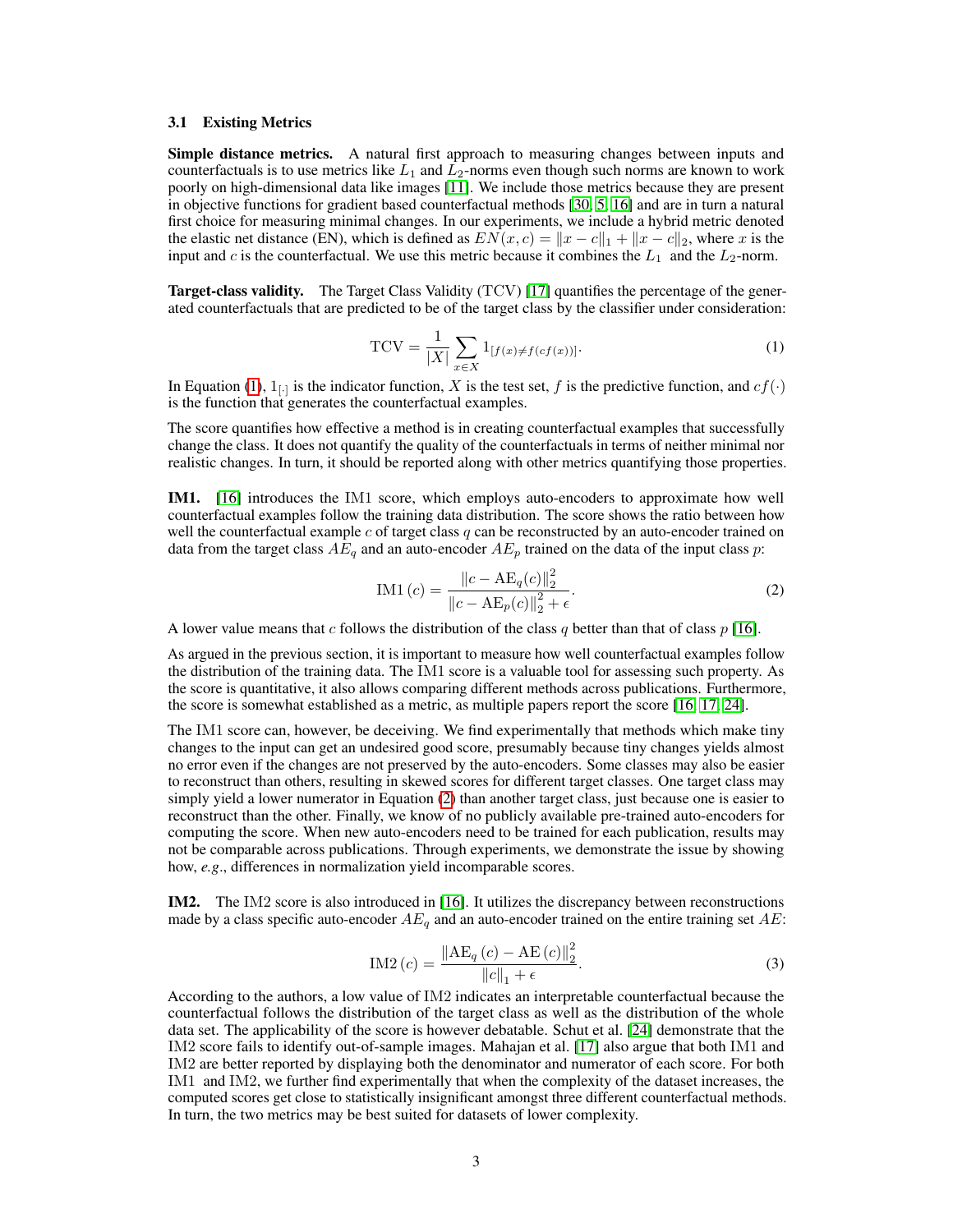### 3.1 Existing Metrics

**Simple distance metrics.** A natural first approach to measuring changes between inputs and counterfactuals is to use metrics like $L_1$ and $L_2$-norms even though such norms are known to work poorly on high-dimensional data like images [11]. We include those metrics because they are present in objective functions for gradient based counterfactual methods [30, 5, 16] and are in turn a natural first choice for measuring minimal changes. In our experiments, we include a hybrid metric denoted the elastic net distance (EN), which is defined as $EN(x, c) = \|x - c\|_1 + \|x - c\|_2$, where $x$ is the input and $c$ is the counterfactual. We use this metric because it combines the $L_1$ and the $L_2$-norm.

**Target-class validity.** The Target Class Validity (TCV) [17] quantifies the percentage of the generated counterfactuals that are predicted to be of the target class by the classifier under consideration:

$$\mathrm{TCV} = \frac{1}{|X|} \sum_{x \in X} 1_{[f(x) \neq f(cf(x))]}. \tag{1}$$

In Equation (1), $1_{[\cdot]}$ is the indicator function, $X$ is the test set, $f$ is the predictive function, and $cf(\cdot)$ is the function that generates the counterfactual examples.

The score quantifies how effective a method is in creating counterfactual examples that successfully change the class. It does not quantify the quality of the counterfactuals in terms of neither minimal nor realistic changes. In turn, it should be reported along with other metrics quantifying those properties.

**IM1.** [16] introduces the IM1 score, which employs auto-encoders to approximate how well counterfactual examples follow the training data distribution. The score shows the ratio between how well the counterfactual example $c$ of target class $q$ can be reconstructed by an auto-encoder trained on data from the target class $AE_q$ and an auto-encoder $AE_p$ trained on the data of the input class $p$:

$$\mathrm{IM1}\left(c\right) = \frac{\|c - \mathrm{AE}_q(c)\|_2^2}{\|c - \mathrm{AE}_p(c)\|_2^2 + \epsilon}. \tag{2}$$

A lower value means that $c$ follows the distribution of the class $q$ better than that of class $p$ [16].

As argued in the previous section, it is important to measure how well counterfactual examples follow the distribution of the training data. The IM1 score is a valuable tool for assessing such property. As the score is quantitative, it also allows comparing different methods across publications. Furthermore, the score is somewhat established as a metric, as multiple papers report the score [16, 17, 24].

The IM1 score can, however, be deceiving. We find experimentally that methods which make tiny changes to the input can get an undesired good score, presumably because tiny changes yields almost no error even if the changes are not preserved by the auto-encoders. Some classes may also be easier to reconstruct than others, resulting in skewed scores for different target classes. One target class may simply yield a lower numerator in Equation (2) than another target class, just because one is easier to reconstruct than the other. Finally, we know of no publicly available pre-trained auto-encoders for computing the score. When new auto-encoders need to be trained for each publication, results may not be comparable across publications. Through experiments, we demonstrate the issue by showing how, *e.g.*, differences in normalization yield incomparable scores.

**IM2.** The IM2 score is also introduced in [16]. It utilizes the discrepancy between reconstructions made by a class specific auto-encoder $AE_q$ and an auto-encoder trained on the entire training set $AE$:

$$\mathrm{IM2}\left(c\right) = \frac{\|\mathrm{AE}_q\left(c\right) - \mathrm{AE}\left(c\right)\|_2^2}{\|c\|_1 + \epsilon}. \tag{3}$$

According to the authors, a low value of IM2 indicates an interpretable counterfactual because the counterfactual follows the distribution of the target class as well as the distribution of the whole data set. The applicability of the score is however debatable. Schut et al. [24] demonstrate that the IM2 score fails to identify out-of-sample images. Mahajan et al. [17] also argue that both IM1 and IM2 are better reported by displaying both the denominator and numerator of each score. For both IM1 and IM2, we further find experimentally that when the complexity of the dataset increases, the computed scores get close to statistically insignificant amongst three different counterfactual methods. In turn, the two metrics may be best suited for datasets of lower complexity.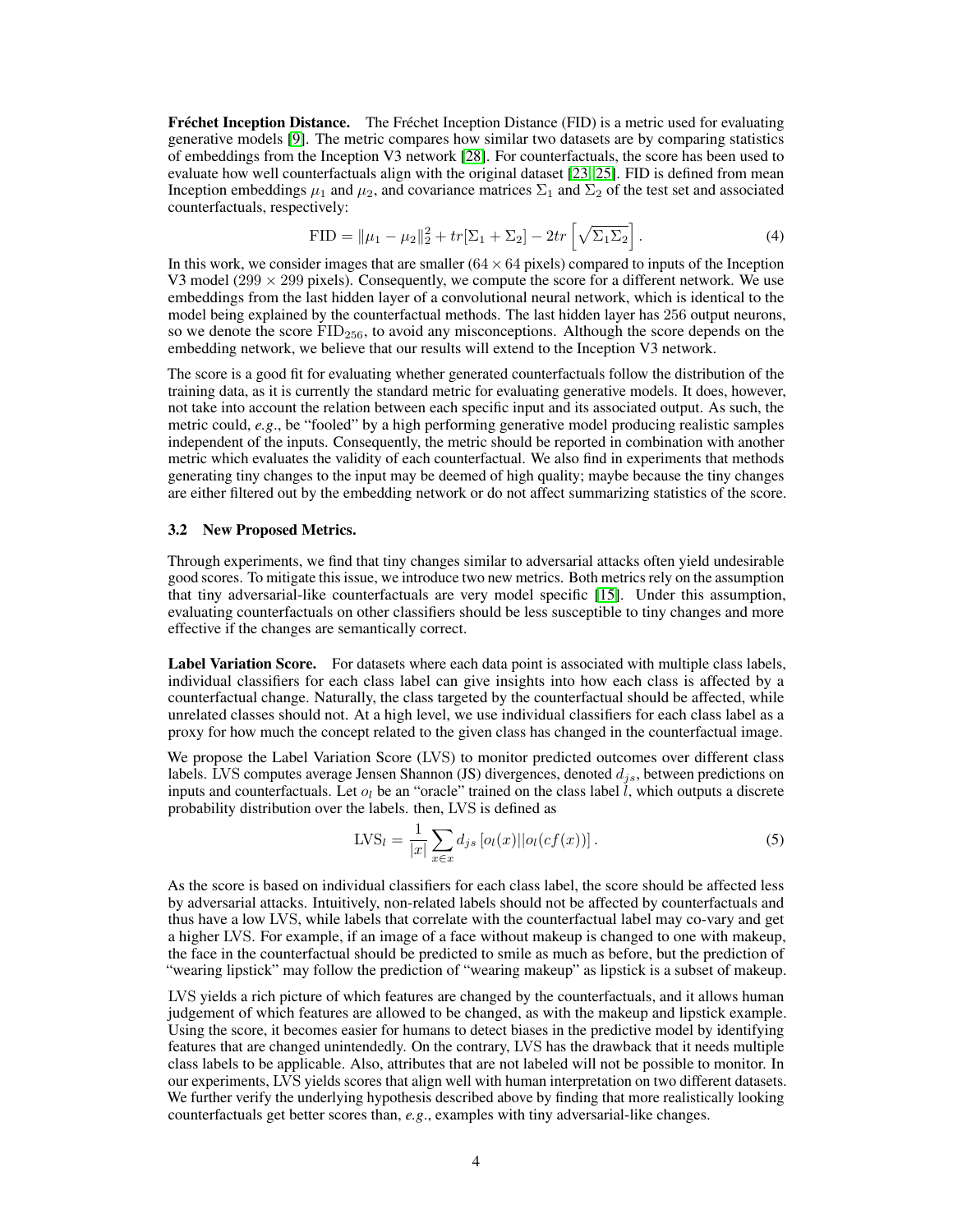**Fréchet Inception Distance.** The Fréchet Inception Distance (FID) is a metric used for evaluating generative models [9]. The metric compares how similar two datasets are by comparing statistics of embeddings from the Inception V3 network [28]. For counterfactuals, the score has been used to evaluate how well counterfactuals align with the original dataset [23, 25]. FID is defined from mean Inception embeddings $\mu_1$ and $\mu_2$, and covariance matrices $\Sigma_1$ and $\Sigma_2$ of the test set and associated counterfactuals, respectively:

$$\text{FID} = \|\mu_1 - \mu_2\|_2^2 + tr[\Sigma_1 + \Sigma_2] - 2tr\left[\sqrt{\Sigma_1\Sigma_2}\right]. \tag{4}$$

In this work, we consider images that are smaller ($64 \times 64$ pixels) compared to inputs of the Inception V3 model ($299 \times 299$ pixels). Consequently, we compute the score for a different network. We use embeddings from the last hidden layer of a convolutional neural network, which is identical to the model being explained by the counterfactual methods. The last hidden layer has 256 output neurons, so we denote the score $\text{FID}_{256}$, to avoid any misconceptions. Although the score depends on the embedding network, we believe that our results will extend to the Inception V3 network.

The score is a good fit for evaluating whether generated counterfactuals follow the distribution of the training data, as it is currently the standard metric for evaluating generative models. It does, however, not take into account the relation between each specific input and its associated output. As such, the metric could, *e.g.*, be "fooled" by a high performing generative model producing realistic samples independent of the inputs. Consequently, the metric should be reported in combination with another metric which evaluates the validity of each counterfactual. We also find in experiments that methods generating tiny changes to the input may be deemed of high quality; maybe because the tiny changes are either filtered out by the embedding network or do not affect summarizing statistics of the score.

### 3.2 New Proposed Metrics.

Through experiments, we find that tiny changes similar to adversarial attacks often yield undesirable good scores. To mitigate this issue, we introduce two new metrics. Both metrics rely on the assumption that tiny adversarial-like counterfactuals are very model specific [15]. Under this assumption, evaluating counterfactuals on other classifiers should be less susceptible to tiny changes and more effective if the changes are semantically correct.

**Label Variation Score.** For datasets where each data point is associated with multiple class labels, individual classifiers for each class label can give insights into how each class is affected by a counterfactual change. Naturally, the class targeted by the counterfactual should be affected, while unrelated classes should not. At a high level, we use individual classifiers for each class label as a proxy for how much the concept related to the given class has changed in the counterfactual image.

We propose the Label Variation Score (LVS) to monitor predicted outcomes over different class labels. LVS computes average Jensen Shannon (JS) divergences, denoted $d_{js}$, between predictions on inputs and counterfactuals. Let $o_l$ be an "oracle" trained on the class label $l$, which outputs a discrete probability distribution over the labels. then, LVS is defined as

$$\text{LVS}_l = \frac{1}{|x|}\sum_{x \in x} d_{js}\left[o_l(x)||o_l(cf(x))\right]. \tag{5}$$

As the score is based on individual classifiers for each class label, the score should be affected less by adversarial attacks. Intuitively, non-related labels should not be affected by counterfactuals and thus have a low LVS, while labels that correlate with the counterfactual label may co-vary and get a higher LVS. For example, if an image of a face without makeup is changed to one with makeup, the face in the counterfactual should be predicted to smile as much as before, but the prediction of "wearing lipstick" may follow the prediction of "wearing makeup" as lipstick is a subset of makeup.

LVS yields a rich picture of which features are changed by the counterfactuals, and it allows human judgement of which features are allowed to be changed, as with the makeup and lipstick example. Using the score, it becomes easier for humans to detect biases in the predictive model by identifying features that are changed unintendedly. On the contrary, LVS has the drawback that it needs multiple class labels to be applicable. Also, attributes that are not labeled will not be possible to monitor. In our experiments, LVS yields scores that align well with human interpretation on two different datasets. We further verify the underlying hypothesis described above by finding that more realistically looking counterfactuals get better scores than, *e.g.*, examples with tiny adversarial-like changes.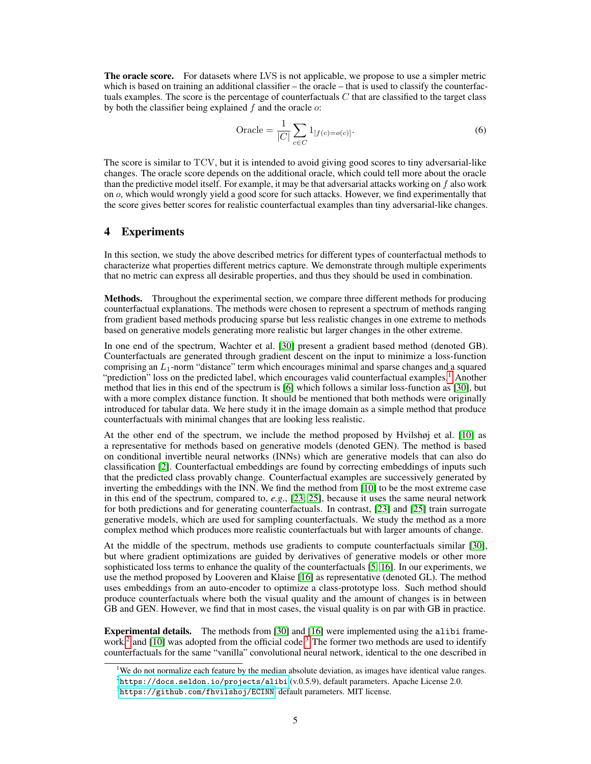**The oracle score.** For datasets where LVS is not applicable, we propose to use a simpler metric which is based on training an additional classifier – the oracle – that is used to classify the counterfactuals examples. The score is the percentage of counterfactuals $C$ that are classified to the target class by both the classifier being explained $f$ and the oracle $o$:

$$\text{Oracle} = \frac{1}{|C|} \sum_{c \in C} 1_{[f(c)=o(c)]}. \tag{6}$$

The score is similar to TCV, but it is intended to avoid giving good scores to tiny adversarial-like changes. The oracle score depends on the additional oracle, which could tell more about the oracle than the predictive model itself. For example, it may be that adversarial attacks working on $f$ also work on $o$, which would wrongly yield a good score for such attacks. However, we find experimentally that the score gives better scores for realistic counterfactual examples than tiny adversarial-like changes.

## 4 Experiments

In this section, we study the above described metrics for different types of counterfactual methods to characterize what properties different metrics capture. We demonstrate through multiple experiments that no metric can express all desirable properties, and thus they should be used in combination.

**Methods.** Throughout the experimental section, we compare three different methods for producing counterfactual explanations. The methods were chosen to represent a spectrum of methods ranging from gradient based methods producing sparse but less realistic changes in one extreme to methods based on generative models generating more realistic but larger changes in the other extreme.

In one end of the spectrum, Wachter et al. [30] present a gradient based method (denoted GB). Counterfactuals are generated through gradient descent on the input to minimize a loss-function comprising an $L_1$-norm "distance" term which encourages minimal and sparse changes and a squared "prediction" loss on the predicted label, which encourages valid counterfactual examples.[1] Another method that lies in this end of the spectrum is [6] which follows a similar loss-function as [30], but with a more complex distance function. It should be mentioned that both methods were originally introduced for tabular data. We here study it in the image domain as a simple method that produce counterfactuals with minimal changes that are looking less realistic.

At the other end of the spectrum, we include the method proposed by Hvilshøj et al. [10] as a representative for methods based on generative models (denoted GEN). The method is based on conditional invertible neural networks (INNs) which are generative models that can also do classification [2]. Counterfactual embeddings are found by correcting embeddings of inputs such that the predicted class provably change. Counterfactual examples are successively generated by inverting the embeddings with the INN. We find the method from [10] to be the most extreme case in this end of the spectrum, compared to, *e.g.*, [23, 25], because it uses the same neural network for both predictions and for generating counterfactuals. In contrast, [23] and [25] train surrogate generative models, which are used for sampling counterfactuals. We study the method as a more complex method which produces more realistic counterfactuals but with larger amounts of change.

At the middle of the spectrum, methods use gradients to compute counterfactuals similar [30], but where gradient optimizations are guided by derivatives of generative models or other more sophisticated loss terms to enhance the quality of the counterfactuals [5, 16]. In our experiments, we use the method proposed by Looveren and Klaise [16] as representative (denoted GL). The method uses embeddings from an auto-encoder to optimize a class-prototype loss. Such method should produce counterfactuals where both the visual quality and the amount of changes is in between GB and GEN. However, we find that in most cases, the visual quality is on par with GB in practice.

**Experimental details.** The methods from [30] and [16] were implemented using the `alibi` framework,[2] and [10] was adopted from the official code.[3] The former two methods are used to identify counterfactuals for the same "vanilla" convolutional neural network, identical to the one described in

[1] We do not normalize each feature by the median absolute deviation, as images have identical value ranges.

[2] https://docs.seldon.io/projects/alibi (v.0.5.9), default parameters. Apache License 2.0.

[3] https://github.com/fhvilshoj/ECINN default parameters. MIT license.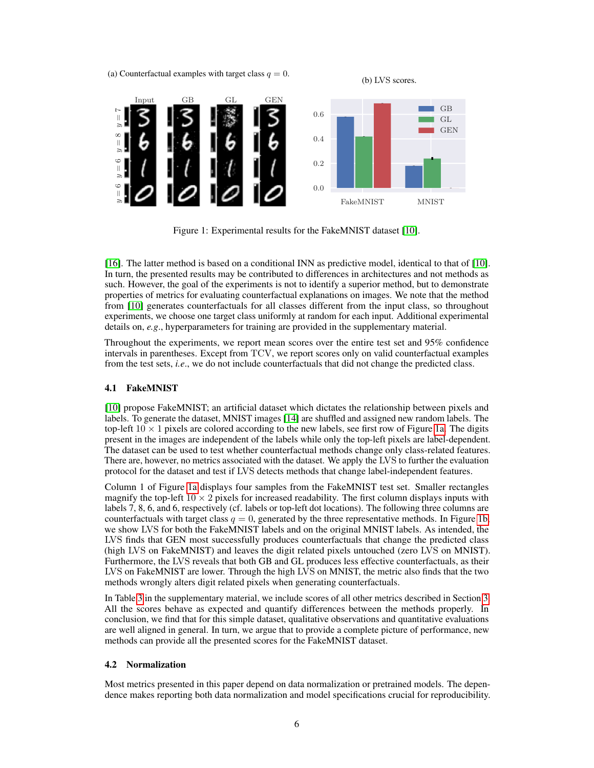(a) Counterfactual examples with target class $q = 0$.

(b) LVS scores.

Figure 1: Experimental results for the FakeMNIST dataset [10].

[16]. The latter method is based on a conditional INN as predictive model, identical to that of [10]. In turn, the presented results may be contributed to differences in architectures and not methods as such. However, the goal of the experiments is not to identify a superior method, but to demonstrate properties of metrics for evaluating counterfactual explanations on images. We note that the method from [10] generates counterfactuals for all classes different from the input class, so throughout experiments, we choose one target class uniformly at random for each input. Additional experimental details on, *e.g.*, hyperparameters for training are provided in the supplementary material.

Throughout the experiments, we report mean scores over the entire test set and 95% confidence intervals in parentheses. Except from TCV, we report scores only on valid counterfactual examples from the test sets, *i.e.*, we do not include counterfactuals that did not change the predicted class.

### 4.1 FakeMNIST

[10] propose FakeMNIST; an artificial dataset which dictates the relationship between pixels and labels. To generate the dataset, MNIST images [14] are shuffled and assigned new random labels. The top-left $10 \times 1$ pixels are colored according to the new labels, see first row of Figure 1a. The digits present in the images are independent of the labels while only the top-left pixels are label-dependent. The dataset can be used to test whether counterfactual methods change only class-related features. There are, however, no metrics associated with the dataset. We apply the LVS to further the evaluation protocol for the dataset and test if LVS detects methods that change label-independent features.

Column 1 of Figure 1a displays four samples from the FakeMNIST test set. Smaller rectangles magnify the top-left $10 \times 2$ pixels for increased readability. The first column displays inputs with labels 7, 8, 6, and 6, respectively (cf. labels or top-left dot locations). The following three columns are counterfactuals with target class $q = 0$, generated by the three representative methods. In Figure 1b, we show LVS for both the FakeMNIST labels and on the original MNIST labels. As intended, the LVS finds that GEN most successfully produces counterfactuals that change the predicted class (high LVS on FakeMNIST) and leaves the digit related pixels untouched (zero LVS on MNIST). Furthermore, the LVS reveals that both GB and GL produces less effective counterfactuals, as their LVS on FakeMNIST are lower. Through the high LVS on MNIST, the metric also finds that the two methods wrongly alters digit related pixels when generating counterfactuals.

In Table 3 in the supplementary material, we include scores of all other metrics described in Section 3. All the scores behave as expected and quantify differences between the methods properly. In conclusion, we find that for this simple dataset, qualitative observations and quantitative evaluations are well aligned in general. In turn, we argue that to provide a complete picture of performance, new methods can provide all the presented scores for the FakeMNIST dataset.

### 4.2 Normalization

Most metrics presented in this paper depend on data normalization or pretrained models. The dependence makes reporting both data normalization and model specifications crucial for reproducibility.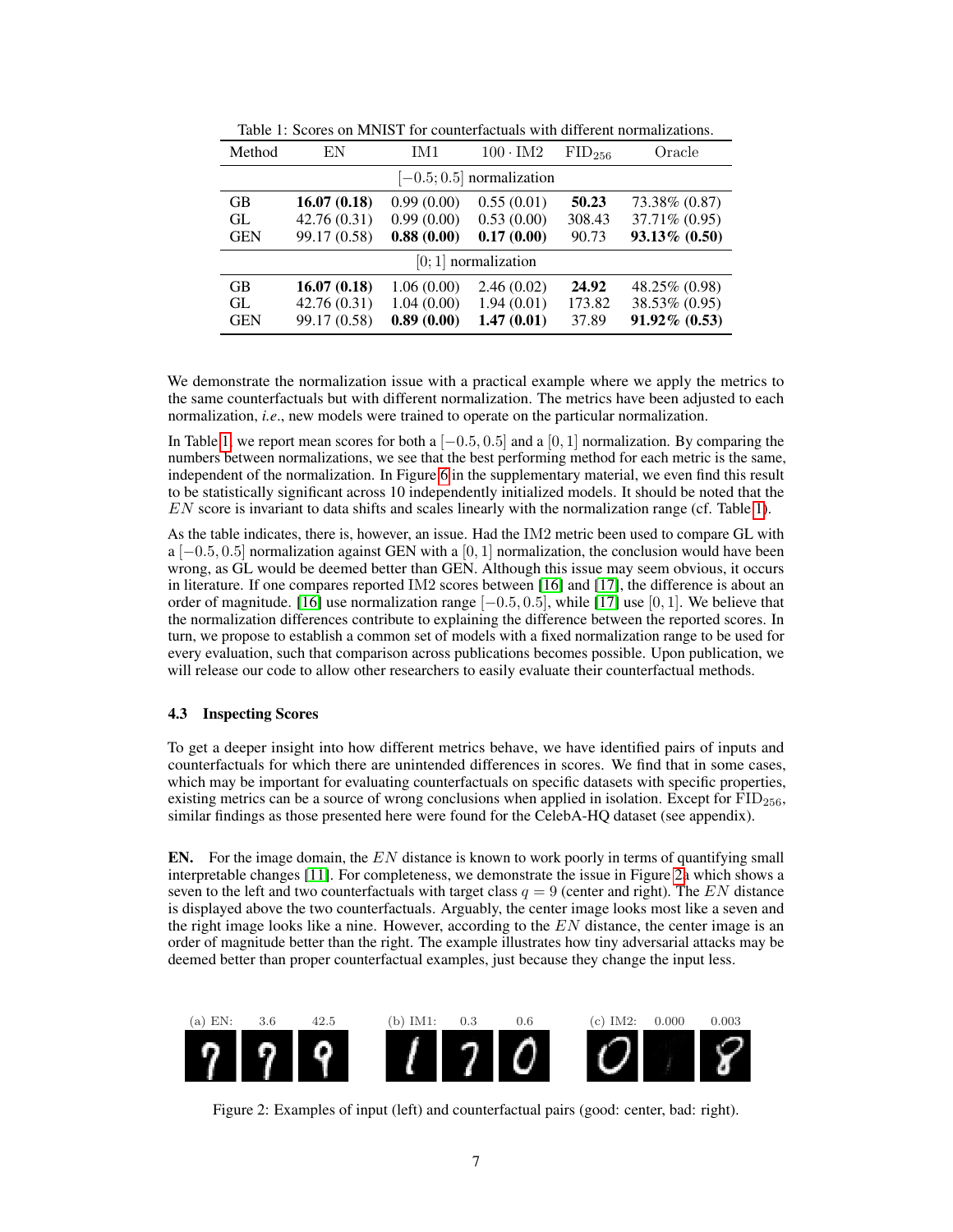Table 1: Scores on MNIST for counterfactuals with different normalizations.

| Method | EN | IM1 | $100 \cdot$ IM2 | $\text{FID}_{256}$ | Oracle |
|---|---|---|---|---|---|
| $[-0.5; 0.5]$ normalization | | | | | |
| GB | **16.07 (0.18)** | 0.99 (0.00) | 0.55 (0.01) | **50.23** | 73.38% (0.87) |
| GL | 42.76 (0.31) | 0.99 (0.00) | 0.53 (0.00) | 308.43 | 37.71% (0.95) |
| GEN | 99.17 (0.58) | **0.88 (0.00)** | **0.17 (0.00)** | 90.73 | **93.13% (0.50)** |
| $[0; 1]$ normalization | | | | | |
| GB | **16.07 (0.18)** | 1.06 (0.00) | 2.46 (0.02) | **24.92** | 48.25% (0.98) |
| GL | 42.76 (0.31) | 1.04 (0.00) | 1.94 (0.01) | 173.82 | 38.53% (0.95) |
| GEN | 99.17 (0.58) | **0.89 (0.00)** | **1.47 (0.01)** | 37.89 | **91.92% (0.53)** |

We demonstrate the normalization issue with a practical example where we apply the metrics to the same counterfactuals but with different normalization. The metrics have been adjusted to each normalization, *i.e.*, new models were trained to operate on the particular normalization.

In Table 1, we report mean scores for both a $[-0.5, 0.5]$ and a $[0, 1]$ normalization. By comparing the numbers between normalizations, we see that the best performing method for each metric is the same, independent of the normalization. In Figure 6 in the supplementary material, we even find this result to be statistically significant across 10 independently initialized models. It should be noted that the $EN$ score is invariant to data shifts and scales linearly with the normalization range (cf. Table 1).

As the table indicates, there is, however, an issue. Had the IM2 metric been used to compare GL with a $[-0.5, 0.5]$ normalization against GEN with a $[0, 1]$ normalization, the conclusion would have been wrong, as GL would be deemed better than GEN. Although this issue may seem obvious, it occurs in literature. If one compares reported IM2 scores between [16] and [17], the difference is about an order of magnitude. [16] use normalization range $[-0.5, 0.5]$, while [17] use $[0, 1]$. We believe that the normalization differences contribute to explaining the difference between the reported scores. In turn, we propose to establish a common set of models with a fixed normalization range to be used for every evaluation, such that comparison across publications becomes possible. Upon publication, we will release our code to allow other researchers to easily evaluate their counterfactual methods.

### 4.3 Inspecting Scores

To get a deeper insight into how different metrics behave, we have identified pairs of inputs and counterfactuals for which there are unintended differences in scores. We find that in some cases, which may be important for evaluating counterfactuals on specific datasets with specific properties, existing metrics can be a source of wrong conclusions when applied in isolation. Except for $\text{FID}_{256}$, similar findings as those presented here were found for the CelebA-HQ dataset (see appendix).

**EN.** For the image domain, the $EN$ distance is known to work poorly in terms of quantifying small interpretable changes [11]. For completeness, we demonstrate the issue in Figure 2a which shows a seven to the left and two counterfactuals with target class $q = 9$ (center and right). The $EN$ distance is displayed above the two counterfactuals. Arguably, the center image looks most like a seven and the right image looks like a nine. However, according to the $EN$ distance, the center image is an order of magnitude better than the right. The example illustrates how tiny adversarial attacks may be deemed better than proper counterfactual examples, just because they change the input less.

(a) EN: 3.6, 42.5 (b) IM1: 0.3, 0.6 (c) IM2: 0.000, 0.003

Figure 2: Examples of input (left) and counterfactual pairs (good: center, bad: right).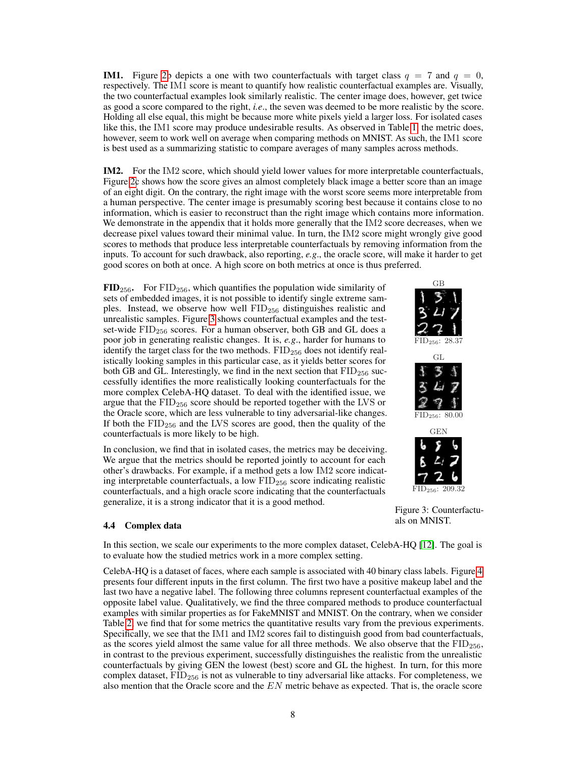**IM1.** Figure 2b depicts a one with two counterfactuals with target class $q = 7$ and $q = 0$, respectively. The IM1 score is meant to quantify how realistic counterfactual examples are. Visually, the two counterfactual examples look similarly realistic. The center image does, however, get twice as good a score compared to the right, *i.e*., the seven was deemed to be more realistic by the score. Holding all else equal, this might be because more white pixels yield a larger loss. For isolated cases like this, the IM1 score may produce undesirable results. As observed in Table 1, the metric does, however, seem to work well on average when comparing methods on MNIST. As such, the IM1 score is best used as a summarizing statistic to compare averages of many samples across methods.

**IM2.** For the IM2 score, which should yield lower values for more interpretable counterfactuals, Figure 2c shows how the score gives an almost completely black image a better score than an image of an eight digit. On the contrary, the right image with the worst score seems more interpretable from a human perspective. The center image is presumably scoring best because it contains close to no information, which is easier to reconstruct than the right image which contains more information. We demonstrate in the appendix that it holds more generally that the IM2 score decreases, when we decrease pixel values toward their minimal value. In turn, the IM2 score might wrongly give good scores to methods that produce less interpretable counterfactuals by removing information from the inputs. To account for such drawback, also reporting, *e.g*., the oracle score, will make it harder to get good scores on both at once. A high score on both metrics at once is thus preferred.

**FID$_{256}$.** For FID$_{256}$, which quantifies the population wide similarity of sets of embedded images, it is not possible to identify single extreme samples. Instead, we observe how well FID$_{256}$ distinguishes realistic and unrealistic samples. Figure 3 shows counterfactual examples and the test-set-wide FID$_{256}$ scores. For a human observer, both GB and GL does a poor job in generating realistic changes. It is, *e.g*., harder for humans to identify the target class for the two methods. FID$_{256}$ does not identify realistically looking samples in this particular case, as it yields better scores for both GB and GL. Interestingly, we find in the next section that FID$_{256}$ successfully identifies the more realistically looking counterfactuals for the more complex CelebA-HQ dataset. To deal with the identified issue, we argue that the FID$_{256}$ score should be reported together with the LVS or the Oracle score, which are less vulnerable to tiny adversarial-like changes. If both the FID$_{256}$ and the LVS scores are good, then the quality of the counterfactuals is more likely to be high.

In conclusion, we find that in isolated cases, the metrics may be deceiving. We argue that the metrics should be reported jointly to account for each other's drawbacks. For example, if a method gets a low IM2 score indicating interpretable counterfactuals, a low FID$_{256}$ score indicating realistic counterfactuals, and a high oracle score indicating that the counterfactuals generalize, it is a strong indicator that it is a good method.

GB

FID$_{256}$: 28.37

GL

FID$_{256}$: 80.00

GEN

FID$_{256}$: 209.32

Figure 3: Counterfactuals on MNIST.

### 4.4 Complex data

In this section, we scale our experiments to the more complex dataset, CelebA-HQ [12]. The goal is to evaluate how the studied metrics work in a more complex setting.

CelebA-HQ is a dataset of faces, where each sample is associated with 40 binary class labels. Figure 4 presents four different inputs in the first column. The first two have a positive makeup label and the last two have a negative label. The following three columns represent counterfactual examples of the opposite label value. Qualitatively, we find the three compared methods to produce counterfactual examples with similar properties as for FakeMNIST and MNIST. On the contrary, when we consider Table 2, we find that for some metrics the quantitative results vary from the previous experiments. Specifically, we see that the IM1 and IM2 scores fail to distinguish good from bad counterfactuals, as the scores yield almost the same value for all three methods. We also observe that the FID$_{256}$, in contrast to the previous experiment, successfully distinguishes the realistic from the unrealistic counterfactuals by giving GEN the lowest (best) score and GL the highest. In turn, for this more complex dataset, FID$_{256}$ is not as vulnerable to tiny adversarial like attacks. For completeness, we also mention that the Oracle score and the $EN$ metric behave as expected. That is, the oracle score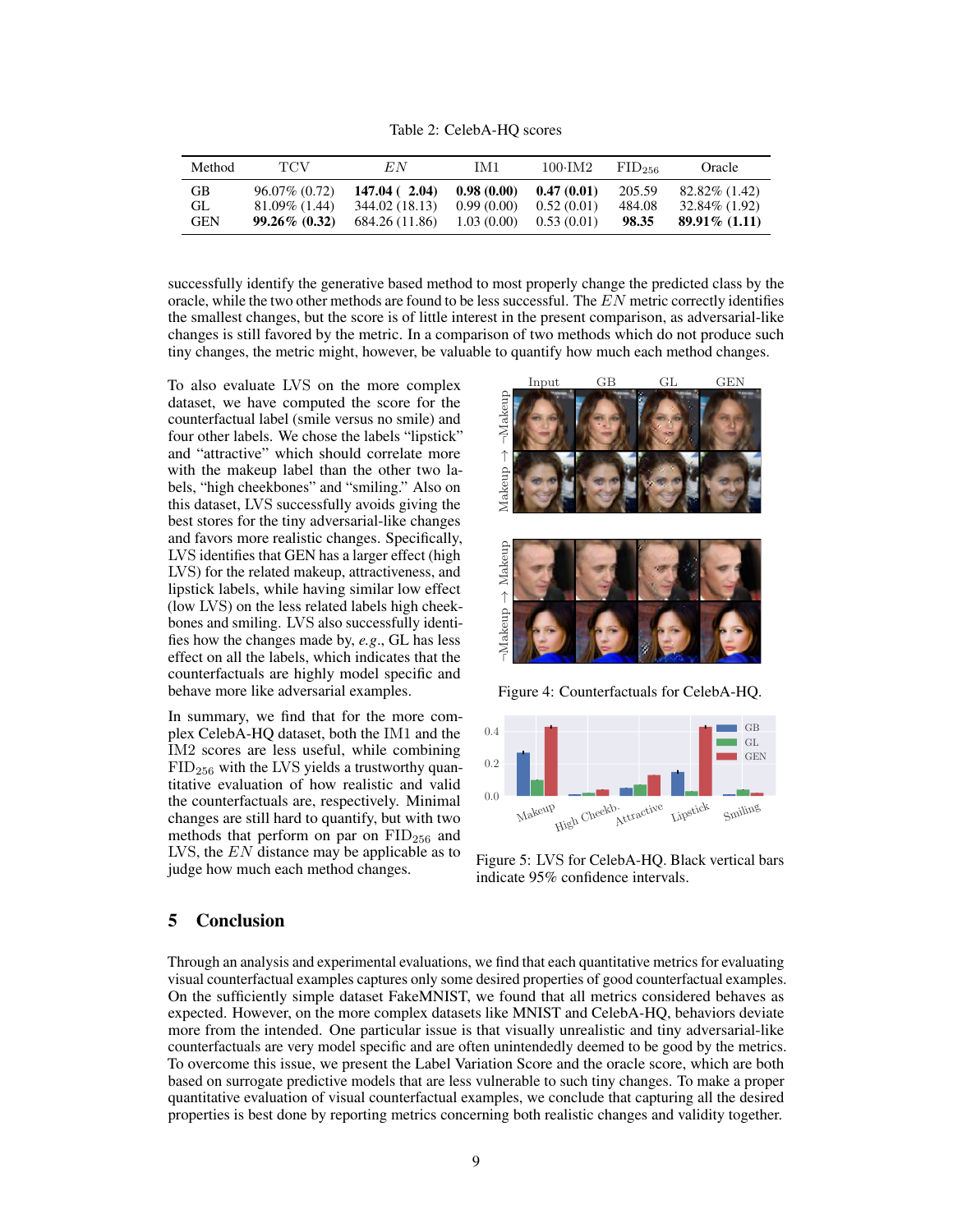Table 2: CelebA-HQ scores

| Method | TCV | $EN$ | IM1 | 100·IM2 | $\text{FID}_{256}$ | Oracle |
|---|---|---|---|---|---|---|
| GB | 96.07% (0.72) | **147.04 ( 2.04)** | **0.98 (0.00)** | **0.47 (0.01)** | 205.59 | 82.82% (1.42) |
| GL | 81.09% (1.44) | 344.02 (18.13) | 0.99 (0.00) | 0.52 (0.01) | 484.08 | 32.84% (1.92) |
| GEN | **99.26% (0.32)** | 684.26 (11.86) | 1.03 (0.00) | 0.53 (0.01) | **98.35** | **89.91% (1.11)** |

successfully identify the generative based method to most properly change the predicted class by the oracle, while the two other methods are found to be less successful. The $EN$ metric correctly identifies the smallest changes, but the score is of little interest in the present comparison, as adversarial-like changes is still favored by the metric. In a comparison of two methods which do not produce such tiny changes, the metric might, however, be valuable to quantify how much each method changes.

To also evaluate LVS on the more complex dataset, we have computed the score for the counterfactual label (smile versus no smile) and four other labels. We chose the labels "lipstick" and "attractive" which should correlate more with the makeup label than the other two labels, "high cheekbones" and "smiling." Also on this dataset, LVS successfully avoids giving the best stores for the tiny adversarial-like changes and favors more realistic changes. Specifically, LVS identifies that GEN has a larger effect (high LVS) for the related makeup, attractiveness, and lipstick labels, while having similar low effect (low LVS) on the less related labels high cheekbones and smiling. LVS also successfully identifies how the changes made by, *e.g.*, GL has less effect on all the labels, which indicates that the counterfactuals are highly model specific and behave more like adversarial examples.

In summary, we find that for the more complex CelebA-HQ dataset, both the IM1 and the IM2 scores are less useful, while combining $\text{FID}_{256}$ with the LVS yields a trustworthy quantitative evaluation of how realistic and valid the counterfactuals are, respectively. Minimal changes are still hard to quantify, but with two methods that perform on par on $\text{FID}_{256}$ and LVS, the $EN$ distance may be applicable as to judge how much each method changes.

Figure 4: Counterfactuals for CelebA-HQ.

Figure 5: LVS for CelebA-HQ. Black vertical bars indicate 95% confidence intervals.

## 5 Conclusion

Through an analysis and experimental evaluations, we find that each quantitative metrics for evaluating visual counterfactual examples captures only some desired properties of good counterfactual examples. On the sufficiently simple dataset FakeMNIST, we found that all metrics considered behaves as expected. However, on the more complex datasets like MNIST and CelebA-HQ, behaviors deviate more from the intended. One particular issue is that visually unrealistic and tiny adversarial-like counterfactuals are very model specific and are often unintendedly deemed to be good by the metrics. To overcome this issue, we present the Label Variation Score and the oracle score, which are both based on surrogate predictive models that are less vulnerable to such tiny changes. To make a proper quantitative evaluation of visual counterfactual examples, we conclude that capturing all the desired properties is best done by reporting metrics concerning both realistic changes and validity together.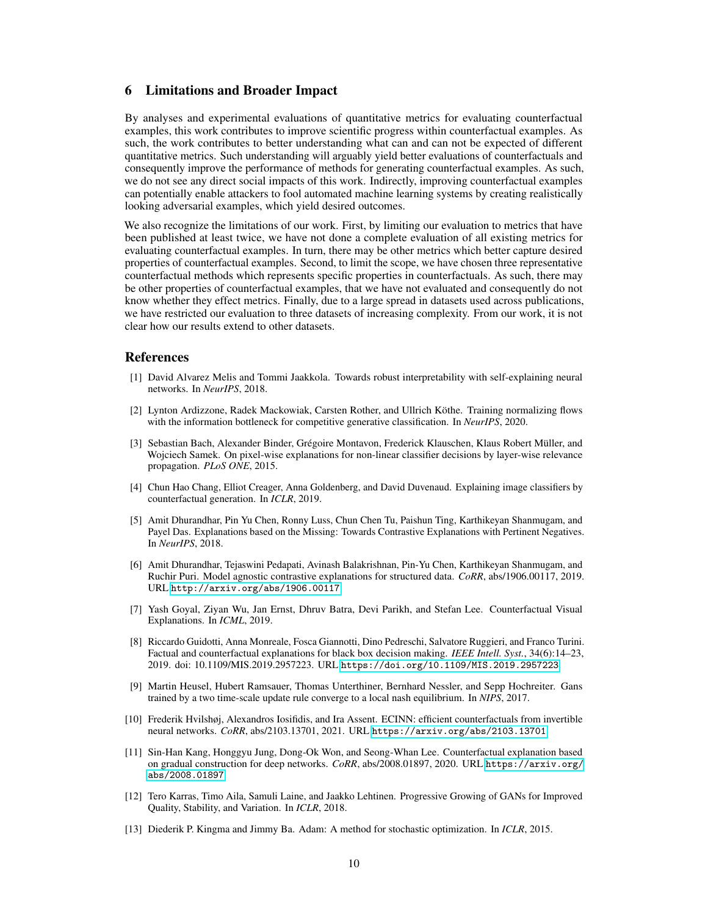## 6 Limitations and Broader Impact

By analyses and experimental evaluations of quantitative metrics for evaluating counterfactual examples, this work contributes to improve scientific progress within counterfactual examples. As such, the work contributes to better understanding what can and can not be expected of different quantitative metrics. Such understanding will arguably yield better evaluations of counterfactuals and consequently improve the performance of methods for generating counterfactual examples. As such, we do not see any direct social impacts of this work. Indirectly, improving counterfactual examples can potentially enable attackers to fool automated machine learning systems by creating realistically looking adversarial examples, which yield desired outcomes.

We also recognize the limitations of our work. First, by limiting our evaluation to metrics that have been published at least twice, we have not done a complete evaluation of all existing metrics for evaluating counterfactual examples. In turn, there may be other metrics which better capture desired properties of counterfactual examples. Second, to limit the scope, we have chosen three representative counterfactual methods which represents specific properties in counterfactuals. As such, there may be other properties of counterfactual examples, that we have not evaluated and consequently do not know whether they effect metrics. Finally, due to a large spread in datasets used across publications, we have restricted our evaluation to three datasets of increasing complexity. From our work, it is not clear how our results extend to other datasets.

## References

[1] David Alvarez Melis and Tommi Jaakkola. Towards robust interpretability with self-explaining neural networks. In *NeurIPS*, 2018.

[2] Lynton Ardizzone, Radek Mackowiak, Carsten Rother, and Ullrich Köthe. Training normalizing flows with the information bottleneck for competitive generative classification. In *NeurIPS*, 2020.

[3] Sebastian Bach, Alexander Binder, Grégoire Montavon, Frederick Klauschen, Klaus Robert Müller, and Wojciech Samek. On pixel-wise explanations for non-linear classifier decisions by layer-wise relevance propagation. *PLoS ONE*, 2015.

[4] Chun Hao Chang, Elliot Creager, Anna Goldenberg, and David Duvenaud. Explaining image classifiers by counterfactual generation. In *ICLR*, 2019.

[5] Amit Dhurandhar, Pin Yu Chen, Ronny Luss, Chun Chen Tu, Paishun Ting, Karthikeyan Shanmugam, and Payel Das. Explanations based on the Missing: Towards Contrastive Explanations with Pertinent Negatives. In *NeurIPS*, 2018.

[6] Amit Dhurandhar, Tejaswini Pedapati, Avinash Balakrishnan, Pin-Yu Chen, Karthikeyan Shanmugam, and Ruchir Puri. Model agnostic contrastive explanations for structured data. *CoRR*, abs/1906.00117, 2019. URL http://arxiv.org/abs/1906.00117.

[7] Yash Goyal, Ziyan Wu, Jan Ernst, Dhruv Batra, Devi Parikh, and Stefan Lee. Counterfactual Visual Explanations. In *ICML*, 2019.

[8] Riccardo Guidotti, Anna Monreale, Fosca Giannotti, Dino Pedreschi, Salvatore Ruggieri, and Franco Turini. Factual and counterfactual explanations for black box decision making. *IEEE Intell. Syst.*, 34(6):14–23, 2019. doi: 10.1109/MIS.2019.2957223. URL https://doi.org/10.1109/MIS.2019.2957223.

[9] Martin Heusel, Hubert Ramsauer, Thomas Unterthiner, Bernhard Nessler, and Sepp Hochreiter. Gans trained by a two time-scale update rule converge to a local nash equilibrium. In *NIPS*, 2017.

[10] Frederik Hvilshøj, Alexandros Iosifidis, and Ira Assent. ECINN: efficient counterfactuals from invertible neural networks. *CoRR*, abs/2103.13701, 2021. URL https://arxiv.org/abs/2103.13701.

[11] Sin-Han Kang, Honggyu Jung, Dong-Ok Won, and Seong-Whan Lee. Counterfactual explanation based on gradual construction for deep networks. *CoRR*, abs/2008.01897, 2020. URL https://arxiv.org/abs/2008.01897.

[12] Tero Karras, Timo Aila, Samuli Laine, and Jaakko Lehtinen. Progressive Growing of GANs for Improved Quality, Stability, and Variation. In *ICLR*, 2018.

[13] Diederik P. Kingma and Jimmy Ba. Adam: A method for stochastic optimization. In *ICLR*, 2015.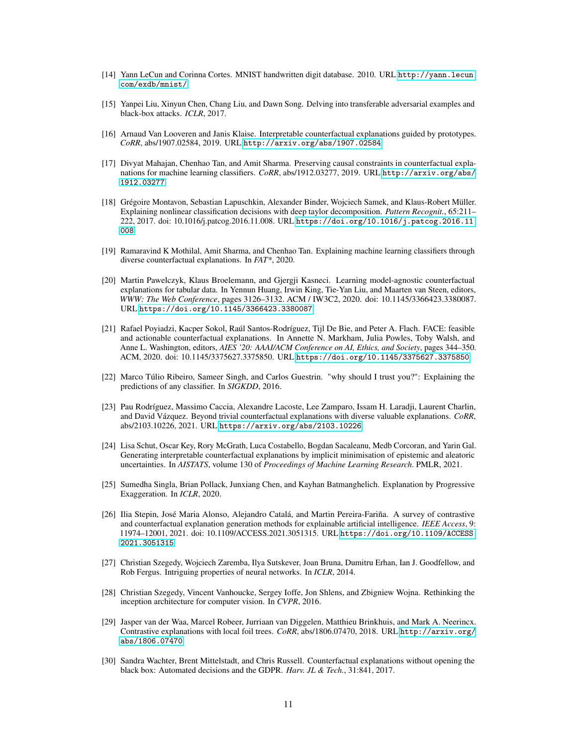[14] Yann LeCun and Corinna Cortes. MNIST handwritten digit database. 2010. URL http://yann.lecun.com/exdb/mnist/.

[15] Yanpei Liu, Xinyun Chen, Chang Liu, and Dawn Song. Delving into transferable adversarial examples and black-box attacks. *ICLR*, 2017.

[16] Arnaud Van Looveren and Janis Klaise. Interpretable counterfactual explanations guided by prototypes. *CoRR*, abs/1907.02584, 2019. URL http://arxiv.org/abs/1907.02584.

[17] Divyat Mahajan, Chenhao Tan, and Amit Sharma. Preserving causal constraints in counterfactual explanations for machine learning classifiers. *CoRR*, abs/1912.03277, 2019. URL http://arxiv.org/abs/1912.03277.

[18] Grégoire Montavon, Sebastian Lapuschkin, Alexander Binder, Wojciech Samek, and Klaus-Robert Müller. Explaining nonlinear classification decisions with deep taylor decomposition. *Pattern Recognit.*, 65:211–222, 2017. doi: 10.1016/j.patcog.2016.11.008. URL https://doi.org/10.1016/j.patcog.2016.11.008.

[19] Ramaravind K Mothilal, Amit Sharma, and Chenhao Tan. Explaining machine learning classifiers through diverse counterfactual explanations. In *FAT\**, 2020.

[20] Martin Pawelczyk, Klaus Broelemann, and Gjergji Kasneci. Learning model-agnostic counterfactual explanations for tabular data. In Yennun Huang, Irwin King, Tie-Yan Liu, and Maarten van Steen, editors, *WWW: The Web Conference*, pages 3126–3132. ACM / IW3C2, 2020. doi: 10.1145/3366423.3380087. URL https://doi.org/10.1145/3366423.3380087.

[21] Rafael Poyiadzi, Kacper Sokol, Raúl Santos-Rodríguez, Tijl De Bie, and Peter A. Flach. FACE: feasible and actionable counterfactual explanations. In Annette N. Markham, Julia Powles, Toby Walsh, and Anne L. Washington, editors, *AIES '20: AAAI/ACM Conference on AI, Ethics, and Society*, pages 344–350. ACM, 2020. doi: 10.1145/3375627.3375850. URL https://doi.org/10.1145/3375627.3375850.

[22] Marco Túlio Ribeiro, Sameer Singh, and Carlos Guestrin. "why should I trust you?": Explaining the predictions of any classifier. In *SIGKDD*, 2016.

[23] Pau Rodríguez, Massimo Caccia, Alexandre Lacoste, Lee Zamparo, Issam H. Laradji, Laurent Charlin, and David Vázquez. Beyond trivial counterfactual explanations with diverse valuable explanations. *CoRR*, abs/2103.10226, 2021. URL https://arxiv.org/abs/2103.10226.

[24] Lisa Schut, Oscar Key, Rory McGrath, Luca Costabello, Bogdan Sacaleanu, Medb Corcoran, and Yarin Gal. Generating interpretable counterfactual explanations by implicit minimisation of epistemic and aleatoric uncertainties. In *AISTATS*, volume 130 of *Proceedings of Machine Learning Research*. PMLR, 2021.

[25] Sumedha Singla, Brian Pollack, Junxiang Chen, and Kayhan Batmanghelich. Explanation by Progressive Exaggeration. In *ICLR*, 2020.

[26] Ilia Stepin, José Maria Alonso, Alejandro Catalá, and Martin Pereira-Fariña. A survey of contrastive and counterfactual explanation generation methods for explainable artificial intelligence. *IEEE Access*, 9: 11974–12001, 2021. doi: 10.1109/ACCESS.2021.3051315. URL https://doi.org/10.1109/ACCESS.2021.3051315.

[27] Christian Szegedy, Wojciech Zaremba, Ilya Sutskever, Joan Bruna, Dumitru Erhan, Ian J. Goodfellow, and Rob Fergus. Intriguing properties of neural networks. In *ICLR*, 2014.

[28] Christian Szegedy, Vincent Vanhoucke, Sergey Ioffe, Jon Shlens, and Zbigniew Wojna. Rethinking the inception architecture for computer vision. In *CVPR*, 2016.

[29] Jasper van der Waa, Marcel Robeer, Jurriaan van Diggelen, Matthieu Brinkhuis, and Mark A. Neerincx. Contrastive explanations with local foil trees. *CoRR*, abs/1806.07470, 2018. URL http://arxiv.org/abs/1806.07470.

[30] Sandra Wachter, Brent Mittelstadt, and Chris Russell. Counterfactual explanations without opening the black box: Automated decisions and the GDPR. *Harv. JL & Tech.*, 31:841, 2017.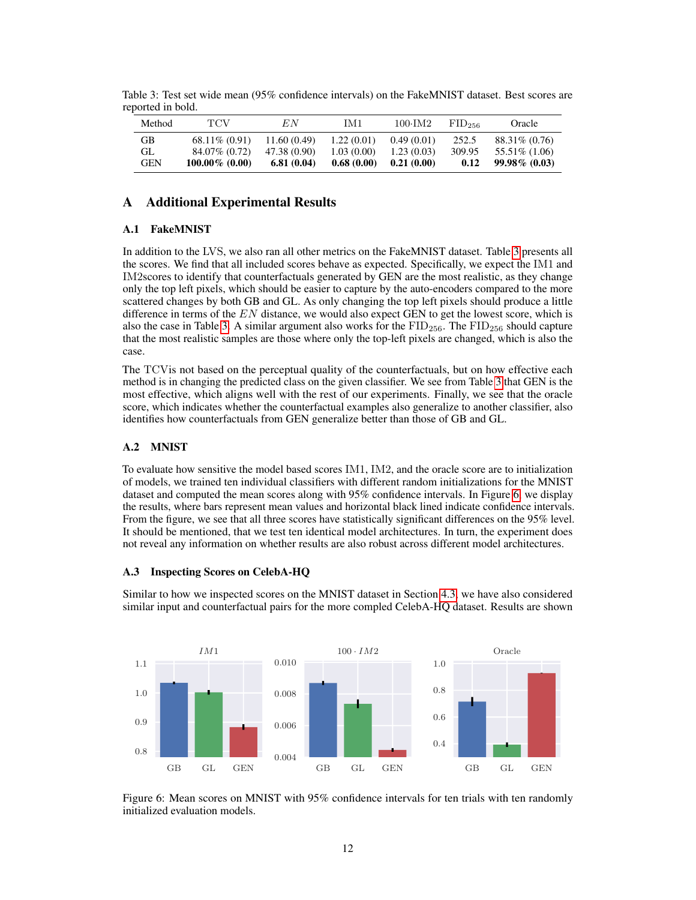Table 3: Test set wide mean (95% confidence intervals) on the FakeMNIST dataset. Best scores are reported in bold.

| Method | TCV | $EN$ | IM1 | 100·IM2 | $\text{FID}_{256}$ | Oracle |
|---|---|---|---|---|---|---|
| GB | 68.11% (0.91) | 11.60 (0.49) | 1.22 (0.01) | 0.49 (0.01) | 252.5 | 88.31% (0.76) |
| GL | 84.07% (0.72) | 47.38 (0.90) | 1.03 (0.00) | 1.23 (0.03) | 309.95 | 55.51% (1.06) |
| GEN | **100.00% (0.00)** | **6.81 (0.04)** | **0.68 (0.00)** | **0.21 (0.00)** | **0.12** | **99.98% (0.03)** |

# A Additional Experimental Results

## A.1 FakeMNIST

In addition to the LVS, we also ran all other metrics on the FakeMNIST dataset. Table 3 presents all the scores. We find that all included scores behave as expected. Specifically, we expect the IM1 and IM2scores to identify that counterfactuals generated by GEN are the most realistic, as they change only the top left pixels, which should be easier to capture by the auto-encoders compared to the more scattered changes by both GB and GL. As only changing the top left pixels should produce a little difference in terms of the $EN$ distance, we would also expect GEN to get the lowest score, which is also the case in Table 3. A similar argument also works for the $\text{FID}_{256}$. The $\text{FID}_{256}$ should capture that the most realistic samples are those where only the top-left pixels are changed, which is also the case.

The TCVis not based on the perceptual quality of the counterfactuals, but on how effective each method is in changing the predicted class on the given classifier. We see from Table 3 that GEN is the most effective, which aligns well with the rest of our experiments. Finally, we see that the oracle score, which indicates whether the counterfactual examples also generalize to another classifier, also identifies how counterfactuals from GEN generalize better than those of GB and GL.

## A.2 MNIST

To evaluate how sensitive the model based scores IM1, IM2, and the oracle score are to initialization of models, we trained ten individual classifiers with different random initializations for the MNIST dataset and computed the mean scores along with 95% confidence intervals. In Figure 6, we display the results, where bars represent mean values and horizontal black lined indicate confidence intervals. From the figure, we see that all three scores have statistically significant differences on the 95% level. It should be mentioned, that we test ten identical model architectures. In turn, the experiment does not reveal any information on whether results are also robust across different model architectures.

## A.3 Inspecting Scores on CelebA-HQ

Similar to how we inspected scores on the MNIST dataset in Section 4.3, we have also considered similar input and counterfactual pairs for the more compled CelebA-HQ dataset. Results are shown

Figure 6: Mean scores on MNIST with 95% confidence intervals for ten trials with ten randomly initialized evaluation models.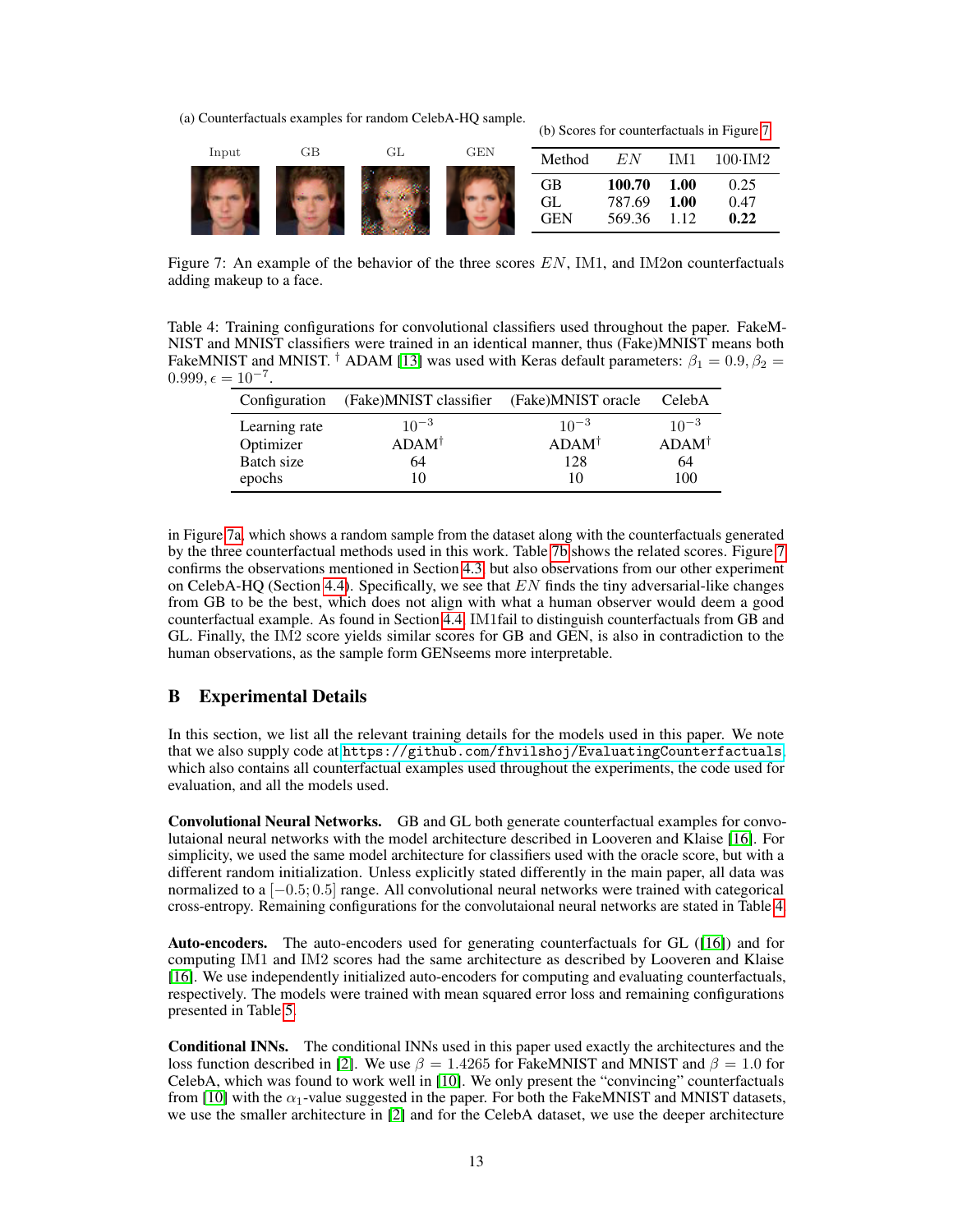(a) Counterfactuals examples for random CelebA-HQ sample.

Input GB GL GEN

(b) Scores for counterfactuals in Figure 7

| Method | $EN$ | IM1 | 100·IM2 |
|---|---|---|---|
| GB | **100.70** | **1.00** | 0.25 |
| GL | 787.69 | **1.00** | 0.47 |
| GEN | 569.36 | 1.12 | **0.22** |

Figure 7: An example of the behavior of the three scores $EN$, IM1, and IM2on counterfactuals adding makeup to a face.

Table 4: Training configurations for convolutional classifiers used throughout the paper. FakeMNIST and MNIST classifiers were trained in an identical manner, thus (Fake)MNIST means both FakeMNIST and MNIST. † ADAM [13] was used with Keras default parameters: $\beta_1 = 0.9, \beta_2 = 0.999, \epsilon = 10^{-7}$.

| Configuration | (Fake)MNIST classifier | (Fake)MNIST oracle | CelebA |
|---|---|---|---|
| Learning rate | $10^{-3}$ | $10^{-3}$ | $10^{-3}$ |
| Optimizer | ADAM† | ADAM† | ADAM† |
| Batch size | 64 | 128 | 64 |
| epochs | 10 | 10 | 100 |

in Figure 7a, which shows a random sample from the dataset along with the counterfactuals generated by the three counterfactual methods used in this work. Table 7b shows the related scores. Figure 7 confirms the observations mentioned in Section 4.3, but also observations from our other experiment on CelebA-HQ (Section 4.4). Specifically, we see that $EN$ finds the tiny adversarial-like changes from GB to be the best, which does not align with what a human observer would deem a good counterfactual example. As found in Section 4.4, IM1fail to distinguish counterfactuals from GB and GL. Finally, the IM2 score yields similar scores for GB and GEN, is also in contradiction to the human observations, as the sample form GENseems more interpretable.

## B Experimental Details

In this section, we list all the relevant training details for the models used in this paper. We note that we also supply code at `https://github.com/fhvilshoj/EvaluatingCounterfactuals`, which also contains all counterfactual examples used throughout the experiments, the code used for evaluation, and all the models used.

**Convolutional Neural Networks.** GB and GL both generate counterfactual examples for convolutaional neural networks with the model architecture described in Looveren and Klaise [16]. For simplicity, we used the same model architecture for classifiers used with the oracle score, but with a different random initialization. Unless explicitly stated differently in the main paper, all data was normalized to a $[-0.5; 0.5]$ range. All convolutional neural networks were trained with categorical cross-entropy. Remaining configurations for the convolutaional neural networks are stated in Table 4.

**Auto-encoders.** The auto-encoders used for generating counterfactuals for GL ([16]) and for computing IM1 and IM2 scores had the same architecture as described by Looveren and Klaise [16]. We use independently initialized auto-encoders for computing and evaluating counterfactuals, respectively. The models were trained with mean squared error loss and remaining configurations presented in Table 5.

**Conditional INNs.** The conditional INNs used in this paper used exactly the architectures and the loss function described in [2]. We use $\beta = 1.4265$ for FakeMNIST and MNIST and $\beta = 1.0$ for CelebA, which was found to work well in [10]. We only present the "convincing" counterfactuals from [10] with the $\alpha_1$-value suggested in the paper. For both the FakeMNIST and MNIST datasets, we use the smaller architecture in [2] and for the CelebA dataset, we use the deeper architecture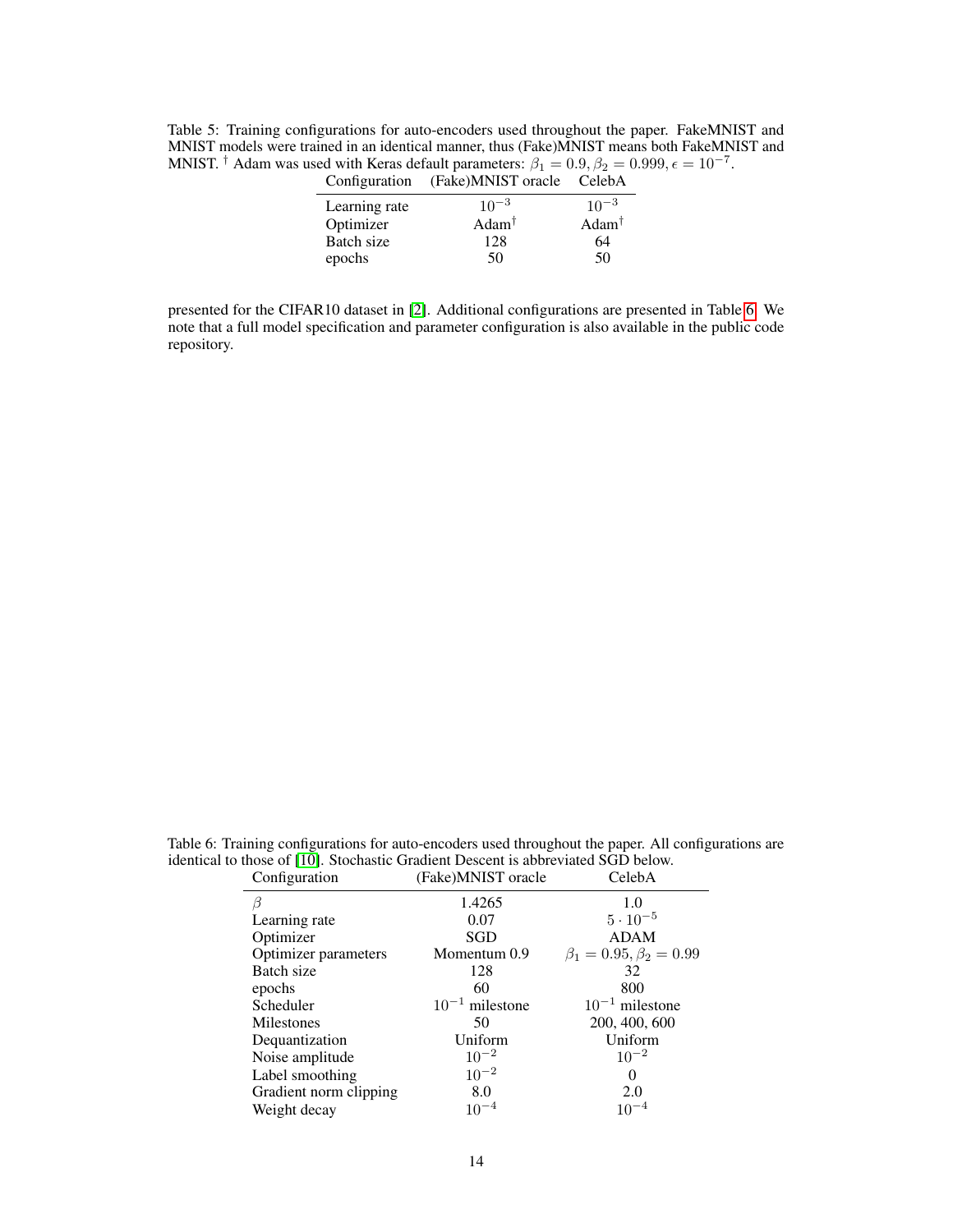Table 5: Training configurations for auto-encoders used throughout the paper. FakeMNIST and MNIST models were trained in an identical manner, thus (Fake)MNIST means both FakeMNIST and MNIST. † Adam was used with Keras default parameters: $\beta_1 = 0.9, \beta_2 = 0.999, \epsilon = 10^{-7}$.

| Configuration | (Fake)MNIST oracle | CelebA |
|---|---|---|
| Learning rate | $10^{-3}$ | $10^{-3}$ |
| Optimizer | Adam† | Adam† |
| Batch size | 128 | 64 |
| epochs | 50 | 50 |

presented for the CIFAR10 dataset in [2]. Additional configurations are presented in Table 6. We note that a full model specification and parameter configuration is also available in the public code repository.

Table 6: Training configurations for auto-encoders used throughout the paper. All configurations are identical to those of [10]. Stochastic Gradient Descent is abbreviated SGD below.

| Configuration | (Fake)MNIST oracle | CelebA |
|---|---|---|
| $\beta$ | 1.4265 | 1.0 |
| Learning rate | 0.07 | $5 \cdot 10^{-5}$ |
| Optimizer | SGD | ADAM |
| Optimizer parameters | Momentum 0.9 | $\beta_1 = 0.95, \beta_2 = 0.99$ |
| Batch size | 128 | 32 |
| epochs | 60 | 800 |
| Scheduler | $10^{-1}$ milestone | $10^{-1}$ milestone |
| Milestones | 50 | 200, 400, 600 |
| Dequantization | Uniform | Uniform |
| Noise amplitude | $10^{-2}$ | $10^{-2}$ |
| Label smoothing | $10^{-2}$ | 0 |
| Gradient norm clipping | 8.0 | 2.0 |
| Weight decay | $10^{-4}$ | $10^{-4}$ |